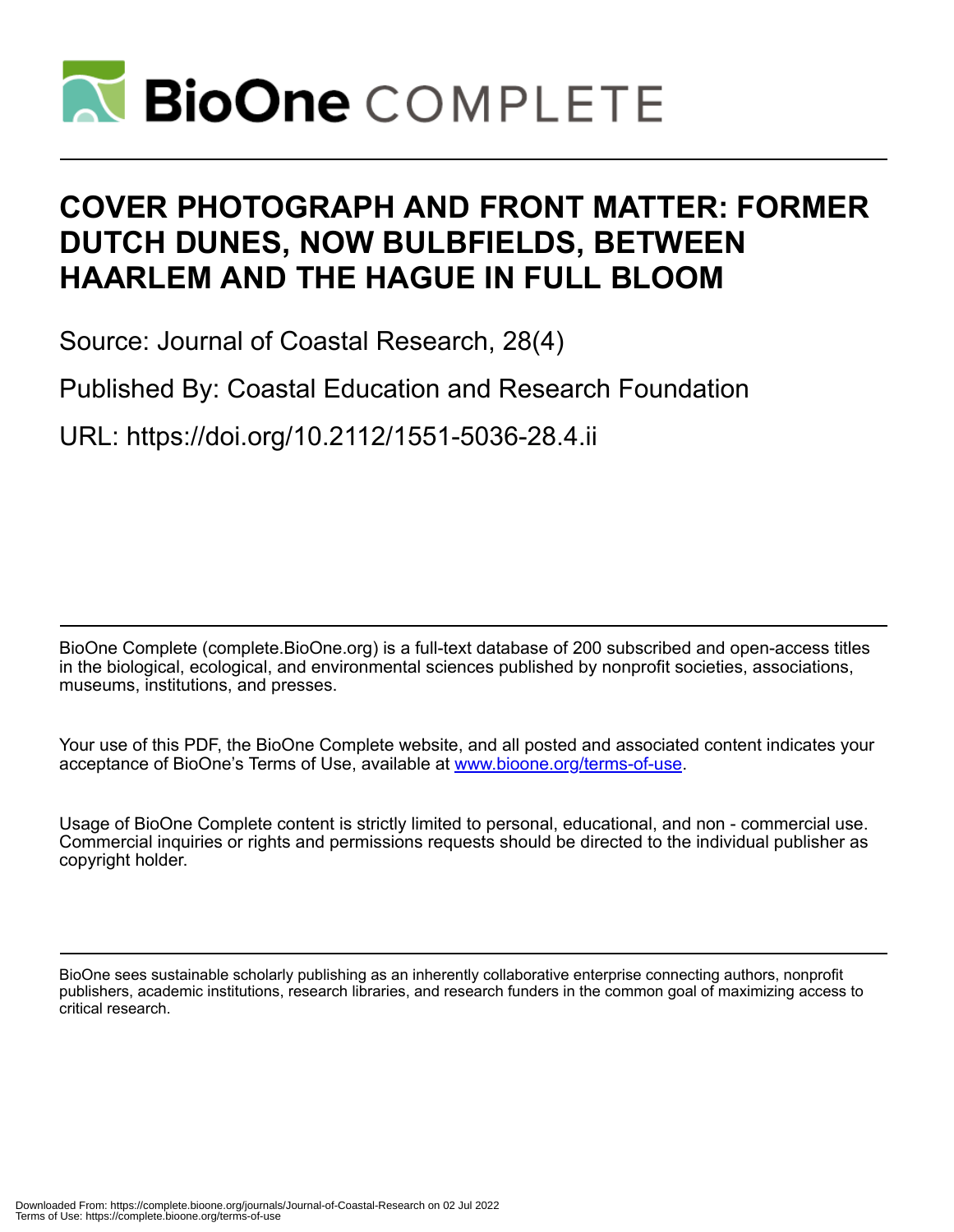# COVER PHOTOGRAPH AND FRONT MATTER: FORMER DUTCH DUNES, NOW BULBFIELDS, BETWEEN HAARLEM AND THE HAGUE IN FULL BLOOM

Source: Journal of Coastal Research, 28(4)

Published By: Coastal Education and Research Foundation

URL: https://doi.org/10.2112/1551-5036-28.4.ii

BioOne Complete (complete.BioOne.org) is a full-text database of 200 subscribed and open-access titles in the biological, ecological, and environmental sciences published by nonprofit societies, associations, museums, institutions, and presses.

Your use of this PDF, the BioOne Complete website, and all posted and associated content indicates your acceptance of BioOne's Terms of Use, available at www.bioone.org/terms-of-use.

Usage of BioOne Complete content is strictly limited to personal, educational, and non - commercial use. Commercial inquiries or rights and permissions requests should be directed to the individual publisher as copyright holder.

BioOne sees sustainable scholarly publishing as an inherently collaborative enterprise connecting authors, nonprofit publishers, academic institutions, research libraries, and research funders in the common goal of maximizing access to critical research.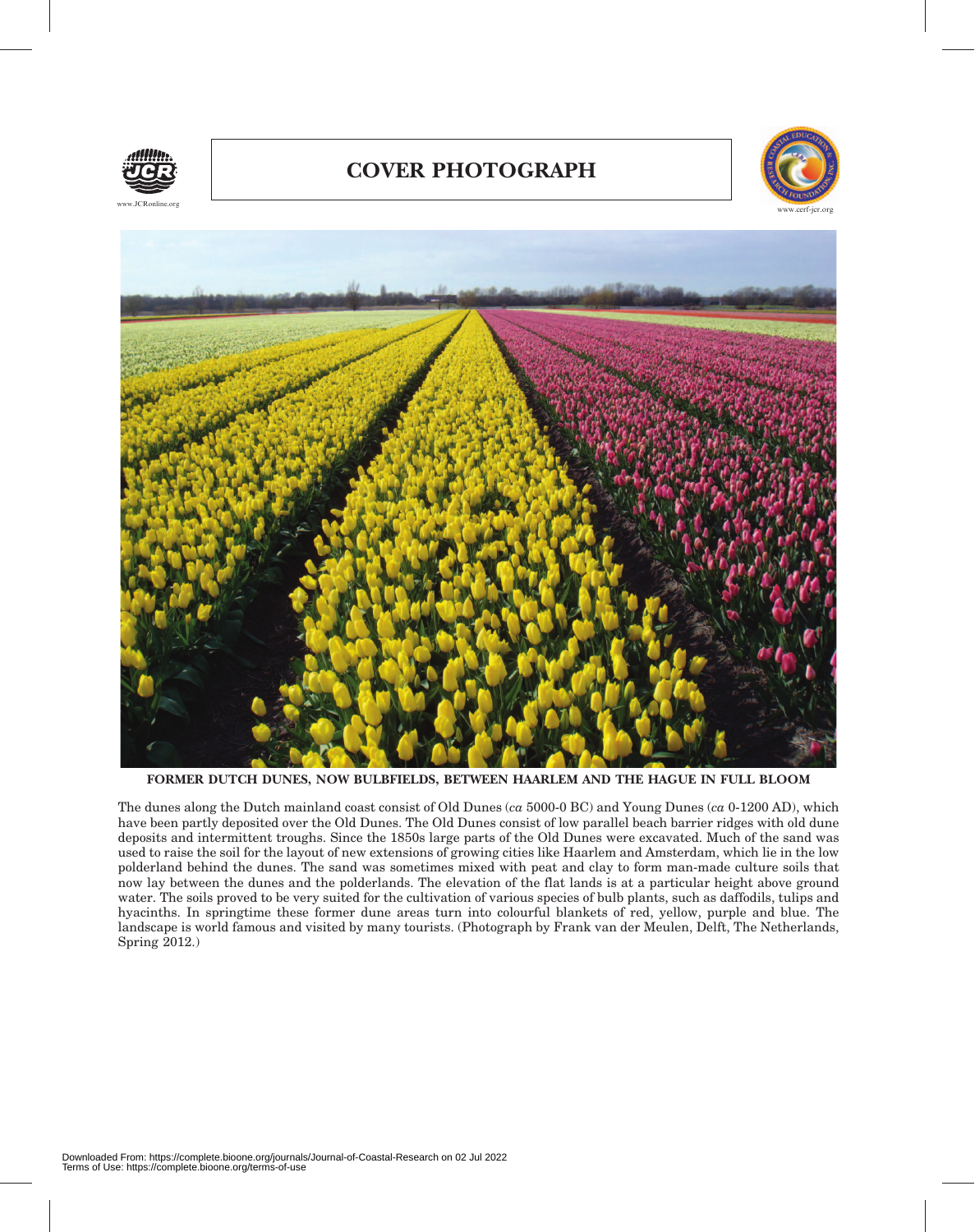# COVER PHOTOGRAPH

**FORMER DUTCH DUNES, NOW BULBFIELDS, BETWEEN HAARLEM AND THE HAGUE IN FULL BLOOM**

The dunes along the Dutch mainland coast consist of Old Dunes (*ca* 5000-0 BC) and Young Dunes (*ca* 0-1200 AD), which have been partly deposited over the Old Dunes. The Old Dunes consist of low parallel beach barrier ridges with old dune deposits and intermittent troughs. Since the 1850s large parts of the Old Dunes were excavated. Much of the sand was used to raise the soil for the layout of new extensions of growing cities like Haarlem and Amsterdam, which lie in the low polderland behind the dunes. The sand was sometimes mixed with peat and clay to form man-made culture soils that now lay between the dunes and the polderlands. The elevation of the flat lands is at a particular height above ground water. The soils proved to be very suited for the cultivation of various species of bulb plants, such as daffodils, tulips and hyacinths. In springtime these former dune areas turn into colourful blankets of red, yellow, purple and blue. The landscape is world famous and visited by many tourists. (Photograph by Frank van der Meulen, Delft, The Netherlands, Spring 2012.)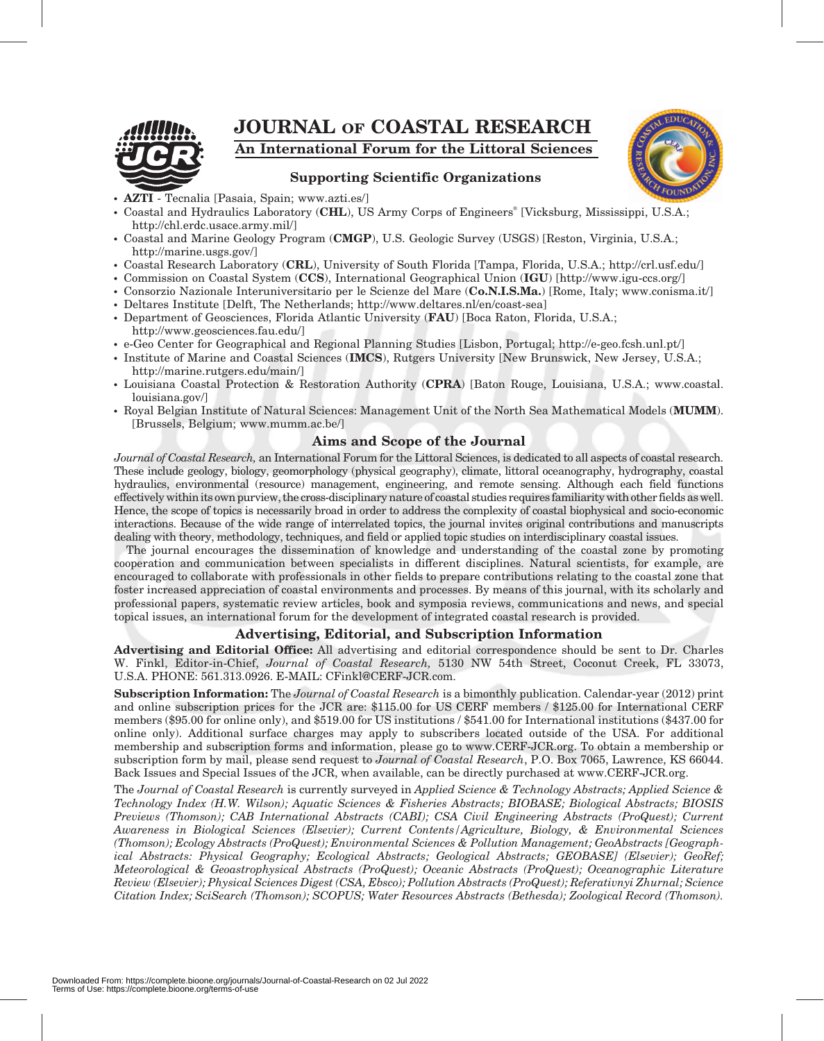# JOURNAL OF COASTAL RESEARCH

**An International Forum for the Littoral Sciences**

## Supporting Scientific Organizations

- **AZTI** - Tecnalia [Pasaia, Spain; www.azti.es/]
- Coastal and Hydraulics Laboratory (**CHL**), US Army Corps of Engineers® [Vicksburg, Mississippi, U.S.A.; http://chl.erdc.usace.army.mil/]
- Coastal and Marine Geology Program (**CMGP**), U.S. Geologic Survey (USGS) [Reston, Virginia, U.S.A.; http://marine.usgs.gov/]
- Coastal Research Laboratory (**CRL**), University of South Florida [Tampa, Florida, U.S.A.; http://crl.usf.edu/]
- Commission on Coastal System (**CCS**), International Geographical Union (**IGU**) [http://www.igu-ccs.org/]
- Consorzio Nazionale Interuniversitario per le Scienze del Mare (**Co.N.I.S.Ma.**) [Rome, Italy; www.conisma.it/]
- Deltares Institute [Delft, The Netherlands; http://www.deltares.nl/en/coast-sea]
- Department of Geosciences, Florida Atlantic University (**FAU**) [Boca Raton, Florida, U.S.A.; http://www.geosciences.fau.edu/]
- e-Geo Center for Geographical and Regional Planning Studies [Lisbon, Portugal; http://e-geo.fcsh.unl.pt/]
- Institute of Marine and Coastal Sciences (**IMCS**), Rutgers University [New Brunswick, New Jersey, U.S.A.; http://marine.rutgers.edu/main/]
- Louisiana Coastal Protection & Restoration Authority (**CPRA**) [Baton Rouge, Louisiana, U.S.A.; www.coastal.louisiana.gov/]
- Royal Belgian Institute of Natural Sciences: Management Unit of the North Sea Mathematical Models (**MUMM**). [Brussels, Belgium; www.mumm.ac.be/]

## Aims and Scope of the Journal

*Journal of Coastal Research,* an International Forum for the Littoral Sciences, is dedicated to all aspects of coastal research. These include geology, biology, geomorphology (physical geography), climate, littoral oceanography, hydrography, coastal hydraulics, environmental (resource) management, engineering, and remote sensing. Although each field functions effectively within its own purview, the cross-disciplinary nature of coastal studies requires familiarity with other fields as well. Hence, the scope of topics is necessarily broad in order to address the complexity of coastal biophysical and socio-economic interactions. Because of the wide range of interrelated topics, the journal invites original contributions and manuscripts dealing with theory, methodology, techniques, and field or applied topic studies on interdisciplinary coastal issues.

The journal encourages the dissemination of knowledge and understanding of the coastal zone by promoting cooperation and communication between specialists in different disciplines. Natural scientists, for example, are encouraged to collaborate with professionals in other fields to prepare contributions relating to the coastal zone that foster increased appreciation of coastal environments and processes. By means of this journal, with its scholarly and professional papers, systematic review articles, book and symposia reviews, communications and news, and special topical issues, an international forum for the development of integrated coastal research is provided.

## Advertising, Editorial, and Subscription Information

**Advertising and Editorial Office:** All advertising and editorial correspondence should be sent to Dr. Charles W. Finkl, Editor-in-Chief, *Journal of Coastal Research,* 5130 NW 54th Street, Coconut Creek, FL 33073, U.S.A. PHONE: 561.313.0926. E-MAIL: CFinkl@CERF-JCR.com.

**Subscription Information:** The *Journal of Coastal Research* is a bimonthly publication. Calendar-year (2012) print and online subscription prices for the JCR are: $115.00 for US CERF members / $125.00 for International CERF members ($95.00 for online only), and $519.00 for US institutions / $541.00 for International institutions ($437.00 for online only). Additional surface charges may apply to subscribers located outside of the USA. For additional membership and subscription forms and information, please go to www.CERF-JCR.org. To obtain a membership or subscription form by mail, please send request to *Journal of Coastal Research*, P.O. Box 7065, Lawrence, KS 66044. Back Issues and Special Issues of the JCR, when available, can be directly purchased at www.CERF-JCR.org.

The *Journal of Coastal Research* is currently surveyed in *Applied Science & Technology Abstracts; Applied Science & Technology Index (H.W. Wilson); Aquatic Sciences & Fisheries Abstracts; BIOBASE; Biological Abstracts; BIOSIS Previews (Thomson); CAB International Abstracts (CABI); CSA Civil Engineering Abstracts (ProQuest); Current Awareness in Biological Sciences (Elsevier); Current Contents/Agriculture, Biology, & Environmental Sciences (Thomson); Ecology Abstracts (ProQuest); Environmental Sciences & Pollution Management; GeoAbstracts [Geographical Abstracts: Physical Geography; Ecological Abstracts; Geological Abstracts; GEOBASE] (Elsevier); GeoRef; Meteorological & Geoastrophysical Abstracts (ProQuest); Oceanic Abstracts (ProQuest); Oceanographic Literature Review (Elsevier); Physical Sciences Digest (CSA, Ebsco); Pollution Abstracts (ProQuest); Referativnyi Zhurnal; Science Citation Index; SciSearch (Thomson); SCOPUS; Water Resources Abstracts (Bethesda); Zoological Record (Thomson).*